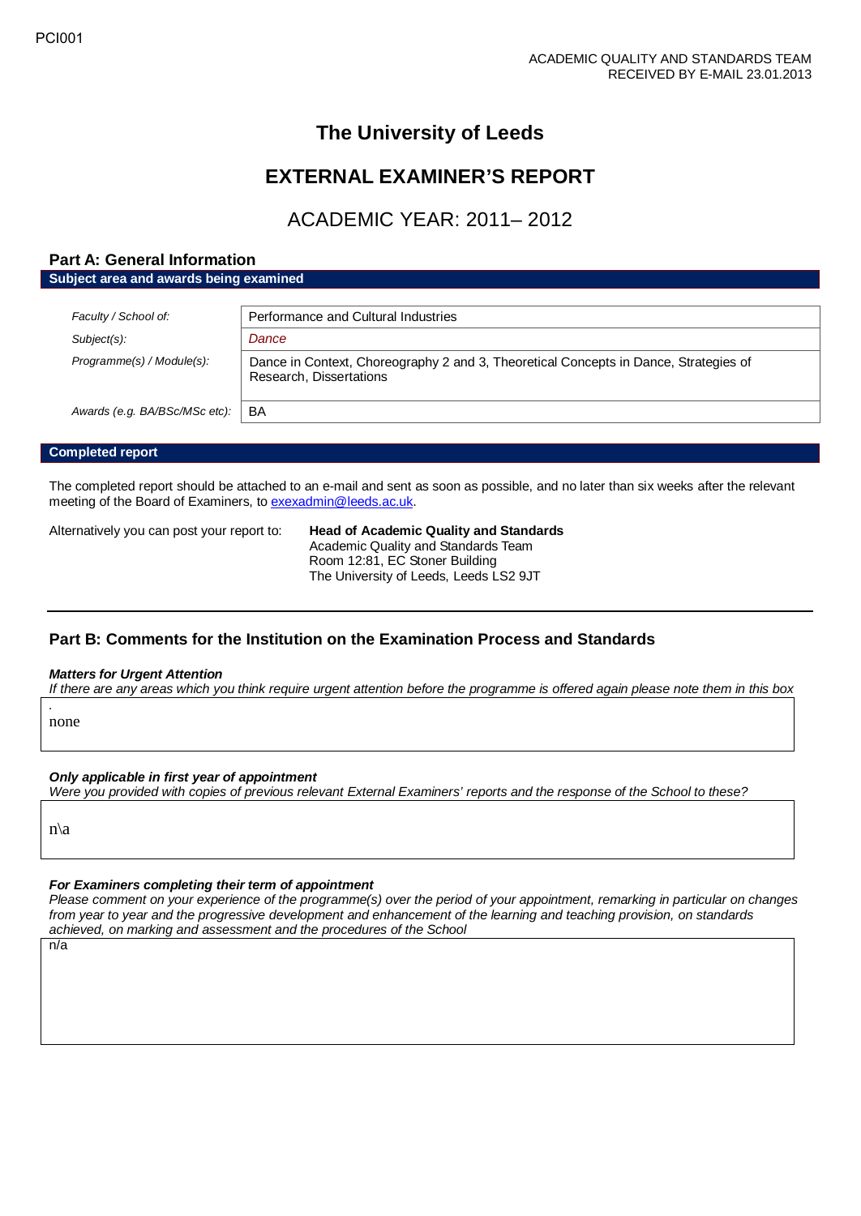PCI001

ACADEMIC QUALITY AND STANDARDS TEAM
RECEIVED BY E-MAIL 23.01.2013

# The University of Leeds

# EXTERNAL EXAMINER'S REPORT

## ACADEMIC YEAR: 2011– 2012

## Part A: General Information

**Subject area and awards being examined**

| | |
|---|---|
| *Faculty / School of:* | Performance and Cultural Industries |
| *Subject(s):* | *Dance* |
| *Programme(s) / Module(s):* | Dance in Context, Choreography 2 and 3, Theoretical Concepts in Dance, Strategies of Research, Dissertations |
| *Awards (e.g. BA/BSc/MSc etc):* | BA |

**Completed report**

The completed report should be attached to an e-mail and sent as soon as possible, and no later than six weeks after the relevant meeting of the Board of Examiners, to exexadmin@leeds.ac.uk.

Alternatively you can post your report to:

**Head of Academic Quality and Standards**
Academic Quality and Standards Team
Room 12:81, EC Stoner Building
The University of Leeds, Leeds LS2 9JT

## Part B: Comments for the Institution on the Examination Process and Standards

***Matters for Urgent Attention***

*If there are any areas which you think require urgent attention before the programme is offered again please note them in this box*

.
none

***Only applicable in first year of appointment***

*Were you provided with copies of previous relevant External Examiners' reports and the response of the School to these?*

n\a

***For Examiners completing their term of appointment***

*Please comment on your experience of the programme(s) over the period of your appointment, remarking in particular on changes from year to year and the progressive development and enhancement of the learning and teaching provision, on standards achieved, on marking and assessment and the procedures of the School*

n/a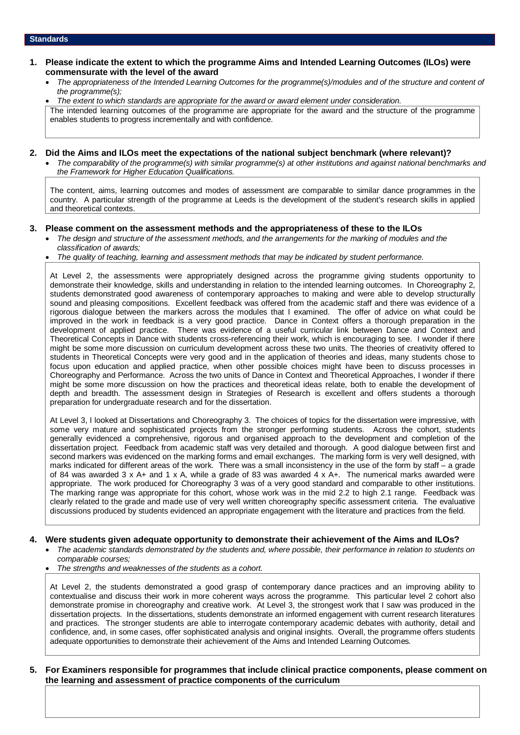## Standards

**1. Please indicate the extent to which the programme Aims and Intended Learning Outcomes (ILOs) were commensurate with the level of the award**

- *The appropriateness of the Intended Learning Outcomes for the programme(s)/modules and of the structure and content of the programme(s);*
- *The extent to which standards are appropriate for the award or award element under consideration.*

The intended learning outcomes of the programme are appropriate for the award and the structure of the programme enables students to progress incrementally and with confidence.

**2. Did the Aims and ILOs meet the expectations of the national subject benchmark (where relevant)?**

- *The comparability of the programme(s) with similar programme(s) at other institutions and against national benchmarks and the Framework for Higher Education Qualifications.*

The content, aims, learning outcomes and modes of assessment are comparable to similar dance programmes in the country. A particular strength of the programme at Leeds is the development of the student's research skills in applied and theoretical contexts.

**3. Please comment on the assessment methods and the appropriateness of these to the ILOs**

- *The design and structure of the assessment methods, and the arrangements for the marking of modules and the classification of awards;*
- *The quality of teaching, learning and assessment methods that may be indicated by student performance.*

At Level 2, the assessments were appropriately designed across the programme giving students opportunity to demonstrate their knowledge, skills and understanding in relation to the intended learning outcomes. In Choreography 2, students demonstrated good awareness of contemporary approaches to making and were able to develop structurally sound and pleasing compositions. Excellent feedback was offered from the academic staff and there was evidence of a rigorous dialogue between the markers across the modules that I examined. The offer of advice on what could be improved in the work in feedback is a very good practice. Dance in Context offers a thorough preparation in the development of applied practice. There was evidence of a useful curricular link between Dance and Context and Theoretical Concepts in Dance with students cross-referencing their work, which is encouraging to see. I wonder if there might be some more discussion on curriculum development across these two units. The theories of creativity offered to students in Theoretical Concepts were very good and in the application of theories and ideas, many students chose to focus upon education and applied practice, when other possible choices might have been to discuss processes in Choreography and Performance. Across the two units of Dance in Context and Theoretical Approaches, I wonder if there might be some more discussion on how the practices and theoretical ideas relate, both to enable the development of depth and breadth. The assessment design in Strategies of Research is excellent and offers students a thorough preparation for undergraduate research and for the dissertation.

At Level 3, I looked at Dissertations and Choreography 3. The choices of topics for the dissertation were impressive, with some very mature and sophisticated projects from the stronger performing students. Across the cohort, students generally evidenced a comprehensive, rigorous and organised approach to the development and completion of the dissertation project. Feedback from academic staff was very detailed and thorough. A good dialogue between first and second markers was evidenced on the marking forms and email exchanges. The marking form is very well designed, with marks indicated for different areas of the work. There was a small inconsistency in the use of the form by staff – a grade of 84 was awarded 3 x A+ and 1 x A, while a grade of 83 was awarded 4 x A+. The numerical marks awarded were appropriate. The work produced for Choreography 3 was of a very good standard and comparable to other institutions. The marking range was appropriate for this cohort, whose work was in the mid 2.2 to high 2.1 range. Feedback was clearly related to the grade and made use of very well written choreography specific assessment criteria. The evaluative discussions produced by students evidenced an appropriate engagement with the literature and practices from the field.

**4. Were students given adequate opportunity to demonstrate their achievement of the Aims and ILOs?**

- *The academic standards demonstrated by the students and, where possible, their performance in relation to students on comparable courses;*
- *The strengths and weaknesses of the students as a cohort.*

At Level 2, the students demonstrated a good grasp of contemporary dance practices and an improving ability to contextualise and discuss their work in more coherent ways across the programme. This particular level 2 cohort also demonstrate promise in choreography and creative work. At Level 3, the strongest work that I saw was produced in the dissertation projects. In the dissertations, students demonstrate an informed engagement with current research literatures and practices. The stronger students are able to interrogate contemporary academic debates with authority, detail and confidence, and, in some cases, offer sophisticated analysis and original insights. Overall, the programme offers students adequate opportunities to demonstrate their achievement of the Aims and Intended Learning Outcomes.

**5. For Examiners responsible for programmes that include clinical practice components, please comment on the learning and assessment of practice components of the curriculum**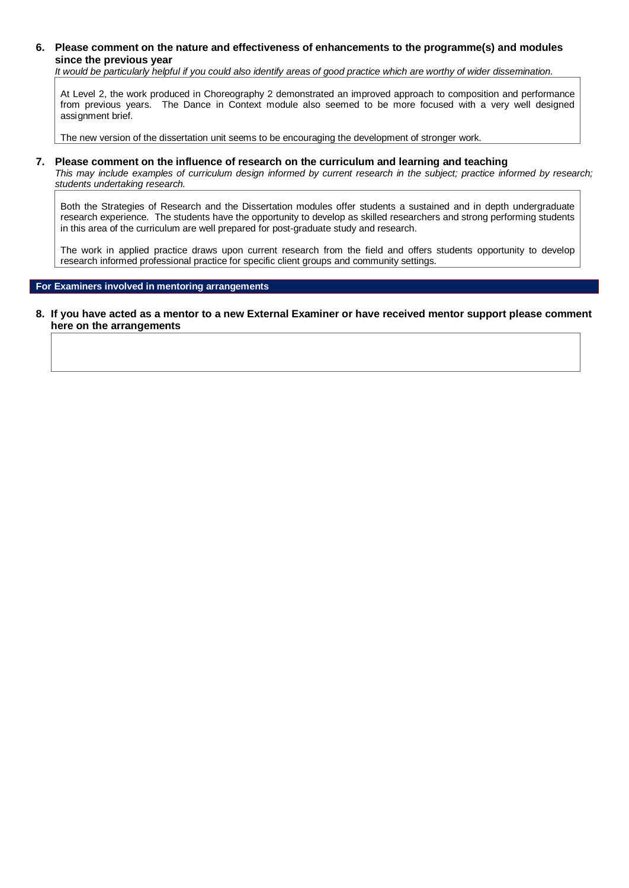**6. Please comment on the nature and effectiveness of enhancements to the programme(s) and modules since the previous year**

*It would be particularly helpful if you could also identify areas of good practice which are worthy of wider dissemination.*

At Level 2, the work produced in Choreography 2 demonstrated an improved approach to composition and performance from previous years. The Dance in Context module also seemed to be more focused with a very well designed assignment brief.

The new version of the dissertation unit seems to be encouraging the development of stronger work.

**7. Please comment on the influence of research on the curriculum and learning and teaching**

*This may include examples of curriculum design informed by current research in the subject; practice informed by research; students undertaking research.*

Both the Strategies of Research and the Dissertation modules offer students a sustained and in depth undergraduate research experience. The students have the opportunity to develop as skilled researchers and strong performing students in this area of the curriculum are well prepared for post-graduate study and research.

The work in applied practice draws upon current research from the field and offers students opportunity to develop research informed professional practice for specific client groups and community settings.

## For Examiners involved in mentoring arrangements

**8. If you have acted as a mentor to a new External Examiner or have received mentor support please comment here on the arrangements**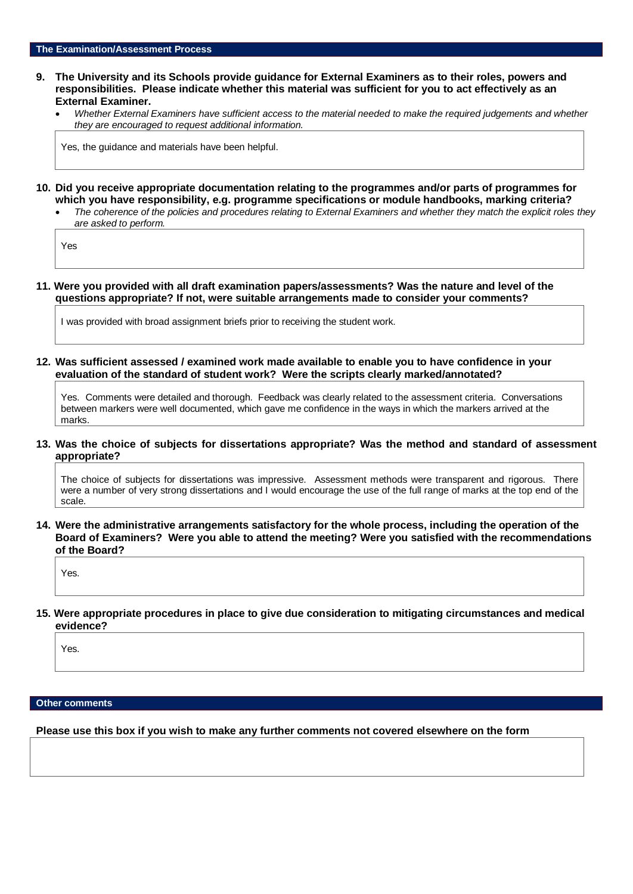## The Examination/Assessment Process

**9. The University and its Schools provide guidance for External Examiners as to their roles, powers and responsibilities. Please indicate whether this material was sufficient for you to act effectively as an External Examiner.**

- *Whether External Examiners have sufficient access to the material needed to make the required judgements and whether they are encouraged to request additional information.*

Yes, the guidance and materials have been helpful.

**10. Did you receive appropriate documentation relating to the programmes and/or parts of programmes for which you have responsibility, e.g. programme specifications or module handbooks, marking criteria?**

- *The coherence of the policies and procedures relating to External Examiners and whether they match the explicit roles they are asked to perform.*

Yes

**11. Were you provided with all draft examination papers/assessments? Was the nature and level of the questions appropriate? If not, were suitable arrangements made to consider your comments?**

I was provided with broad assignment briefs prior to receiving the student work.

**12. Was sufficient assessed / examined work made available to enable you to have confidence in your evaluation of the standard of student work? Were the scripts clearly marked/annotated?**

Yes. Comments were detailed and thorough. Feedback was clearly related to the assessment criteria. Conversations between markers were well documented, which gave me confidence in the ways in which the markers arrived at the marks.

**13. Was the choice of subjects for dissertations appropriate? Was the method and standard of assessment appropriate?**

The choice of subjects for dissertations was impressive. Assessment methods were transparent and rigorous. There were a number of very strong dissertations and I would encourage the use of the full range of marks at the top end of the scale.

**14. Were the administrative arrangements satisfactory for the whole process, including the operation of the Board of Examiners? Were you able to attend the meeting? Were you satisfied with the recommendations of the Board?**

Yes.

**15. Were appropriate procedures in place to give due consideration to mitigating circumstances and medical evidence?**

Yes.

## Other comments

**Please use this box if you wish to make any further comments not covered elsewhere on the form**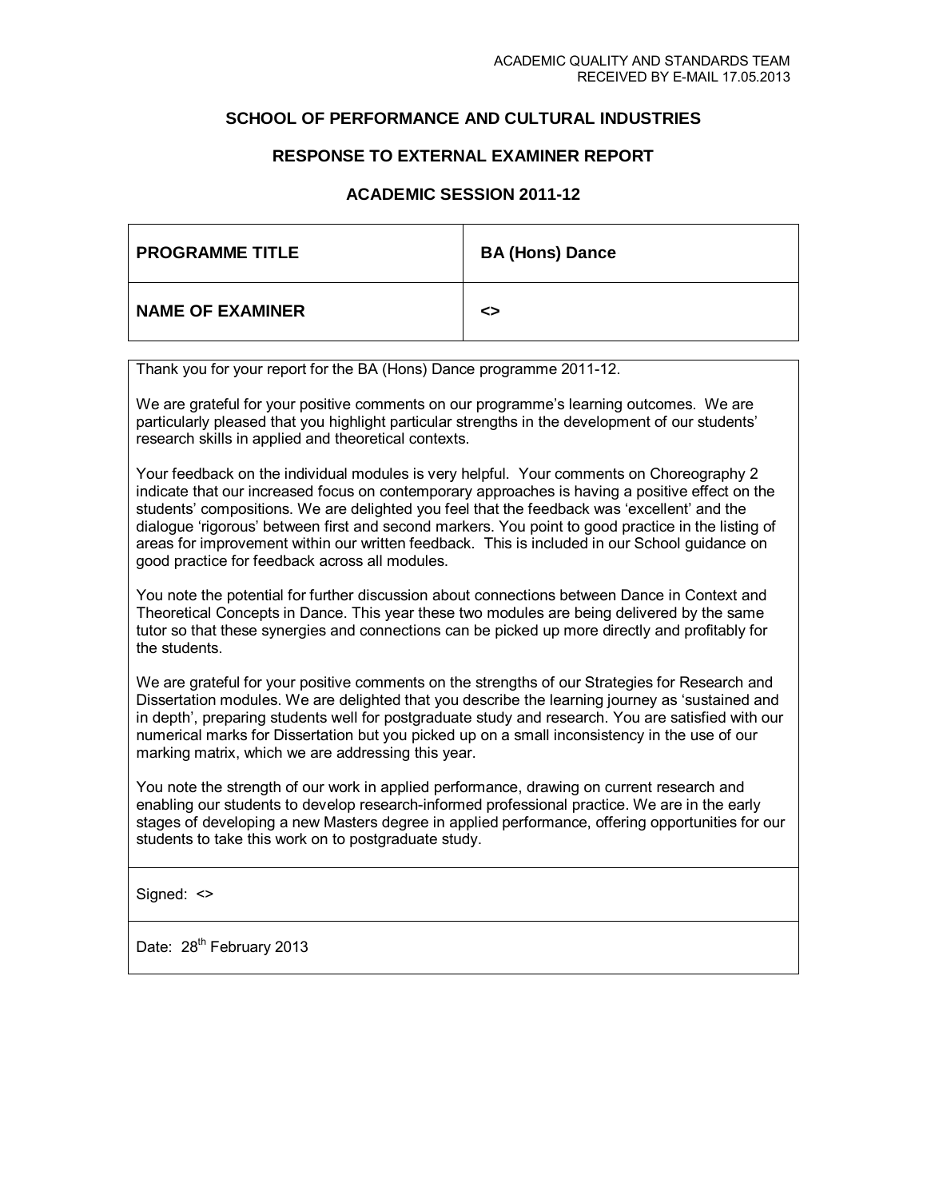ACADEMIC QUALITY AND STANDARDS TEAM
RECEIVED BY E-MAIL 17.05.2013

## SCHOOL OF PERFORMANCE AND CULTURAL INDUSTRIES

## RESPONSE TO EXTERNAL EXAMINER REPORT

## ACADEMIC SESSION 2011-12

| | |
|---|---|
| **PROGRAMME TITLE** | **BA (Hons) Dance** |
| **NAME OF EXAMINER** | **<>** |

Thank you for your report for the BA (Hons) Dance programme 2011-12.

We are grateful for your positive comments on our programme's learning outcomes. We are particularly pleased that you highlight particular strengths in the development of our students' research skills in applied and theoretical contexts.

Your feedback on the individual modules is very helpful. Your comments on Choreography 2 indicate that our increased focus on contemporary approaches is having a positive effect on the students' compositions. We are delighted you feel that the feedback was 'excellent' and the dialogue 'rigorous' between first and second markers. You point to good practice in the listing of areas for improvement within our written feedback. This is included in our School guidance on good practice for feedback across all modules.

You note the potential for further discussion about connections between Dance in Context and Theoretical Concepts in Dance. This year these two modules are being delivered by the same tutor so that these synergies and connections can be picked up more directly and profitably for the students.

We are grateful for your positive comments on the strengths of our Strategies for Research and Dissertation modules. We are delighted that you describe the learning journey as 'sustained and in depth', preparing students well for postgraduate study and research. You are satisfied with our numerical marks for Dissertation but you picked up on a small inconsistency in the use of our marking matrix, which we are addressing this year.

You note the strength of our work in applied performance, drawing on current research and enabling our students to develop research-informed professional practice. We are in the early stages of developing a new Masters degree in applied performance, offering opportunities for our students to take this work on to postgraduate study.

Signed: <>

Date: 28th February 2013